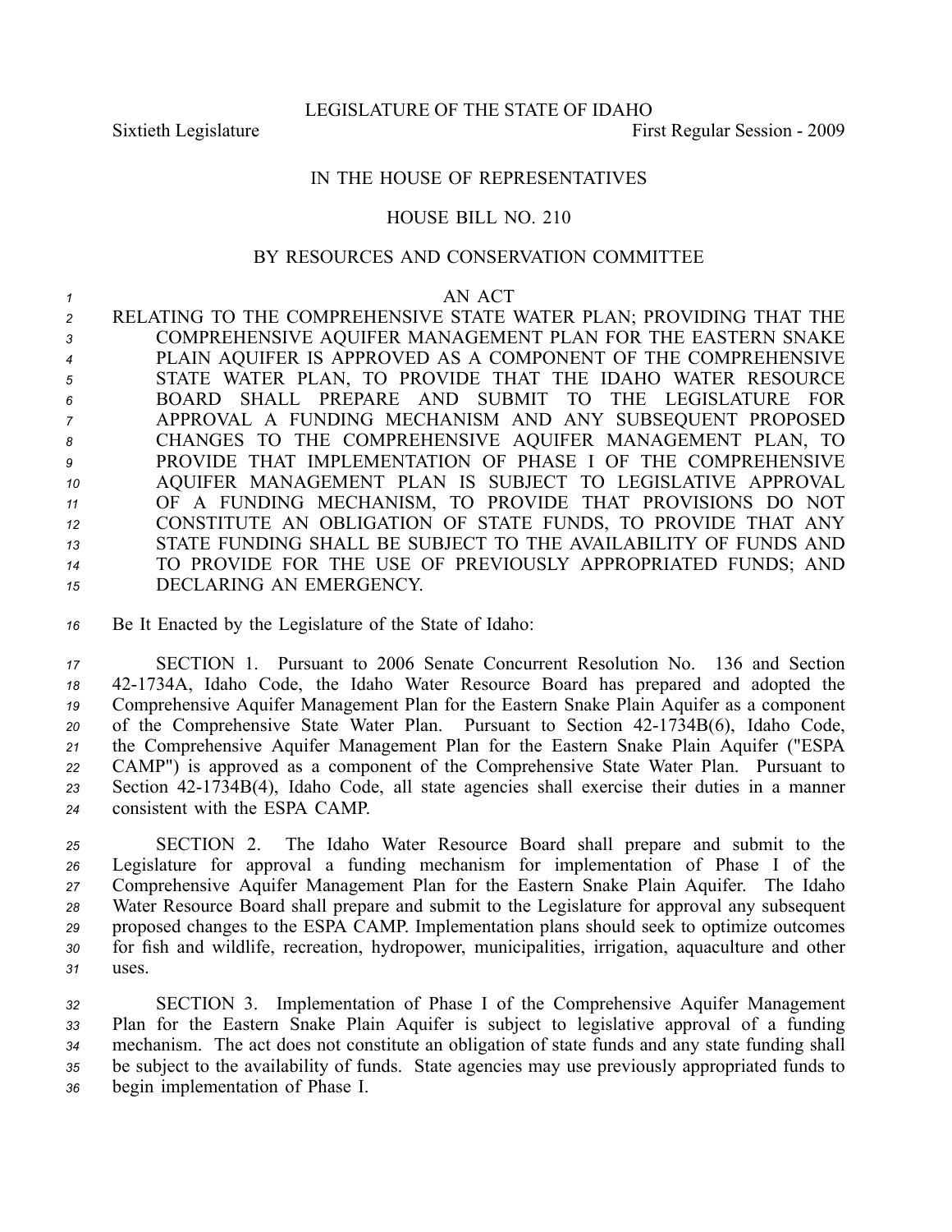LEGISLATURE OF THE STATE OF IDAHO

Sixtieth Legislature First Regular Session - 2009

IN THE HOUSE OF REPRESENTATIVES

HOUSE BILL NO. 210

BY RESOURCES AND CONSERVATION COMMITTEE

AN ACT

RELATING TO THE COMPREHENSIVE STATE WATER PLAN; PROVIDING THAT THE COMPREHENSIVE AQUIFER MANAGEMENT PLAN FOR THE EASTERN SNAKE PLAIN AQUIFER IS APPROVED AS A COMPONENT OF THE COMPREHENSIVE STATE WATER PLAN, TO PROVIDE THAT THE IDAHO WATER RESOURCE BOARD SHALL PREPARE AND SUBMIT TO THE LEGISLATURE FOR APPROVAL A FUNDING MECHANISM AND ANY SUBSEQUENT PROPOSED CHANGES TO THE COMPREHENSIVE AQUIFER MANAGEMENT PLAN, TO PROVIDE THAT IMPLEMENTATION OF PHASE I OF THE COMPREHENSIVE AQUIFER MANAGEMENT PLAN IS SUBJECT TO LEGISLATIVE APPROVAL OF A FUNDING MECHANISM, TO PROVIDE THAT PROVISIONS DO NOT CONSTITUTE AN OBLIGATION OF STATE FUNDS, TO PROVIDE THAT ANY STATE FUNDING SHALL BE SUBJECT TO THE AVAILABILITY OF FUNDS AND TO PROVIDE FOR THE USE OF PREVIOUSLY APPROPRIATED FUNDS; AND DECLARING AN EMERGENCY.

Be It Enacted by the Legislature of the State of Idaho:

SECTION 1. Pursuant to 2006 Senate Concurrent Resolution No. 136 and Section 42-1734A, Idaho Code, the Idaho Water Resource Board has prepared and adopted the Comprehensive Aquifer Management Plan for the Eastern Snake Plain Aquifer as a component of the Comprehensive State Water Plan. Pursuant to Section 42-1734B(6), Idaho Code, the Comprehensive Aquifer Management Plan for the Eastern Snake Plain Aquifer ("ESPA CAMP") is approved as a component of the Comprehensive State Water Plan. Pursuant to Section 42-1734B(4), Idaho Code, all state agencies shall exercise their duties in a manner consistent with the ESPA CAMP.

SECTION 2. The Idaho Water Resource Board shall prepare and submit to the Legislature for approval a funding mechanism for implementation of Phase I of the Comprehensive Aquifer Management Plan for the Eastern Snake Plain Aquifer. The Idaho Water Resource Board shall prepare and submit to the Legislature for approval any subsequent proposed changes to the ESPA CAMP. Implementation plans should seek to optimize outcomes for fish and wildlife, recreation, hydropower, municipalities, irrigation, aquaculture and other uses.

SECTION 3. Implementation of Phase I of the Comprehensive Aquifer Management Plan for the Eastern Snake Plain Aquifer is subject to legislative approval of a funding mechanism. The act does not constitute an obligation of state funds and any state funding shall be subject to the availability of funds. State agencies may use previously appropriated funds to begin implementation of Phase I.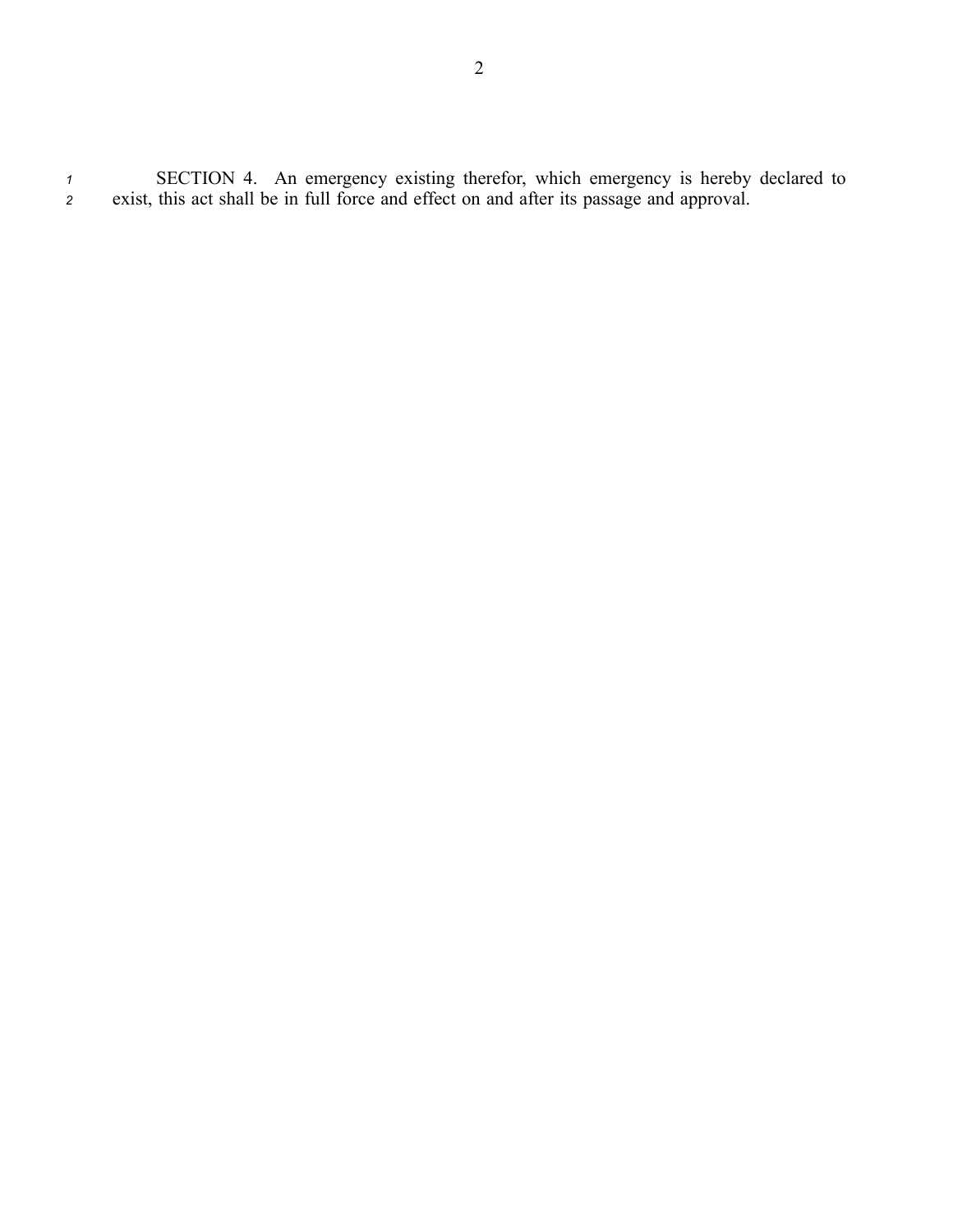SECTION 4. An emergency existing therefor, which emergency is hereby declared to exist, this act shall be in full force and effect on and after its passage and approval.